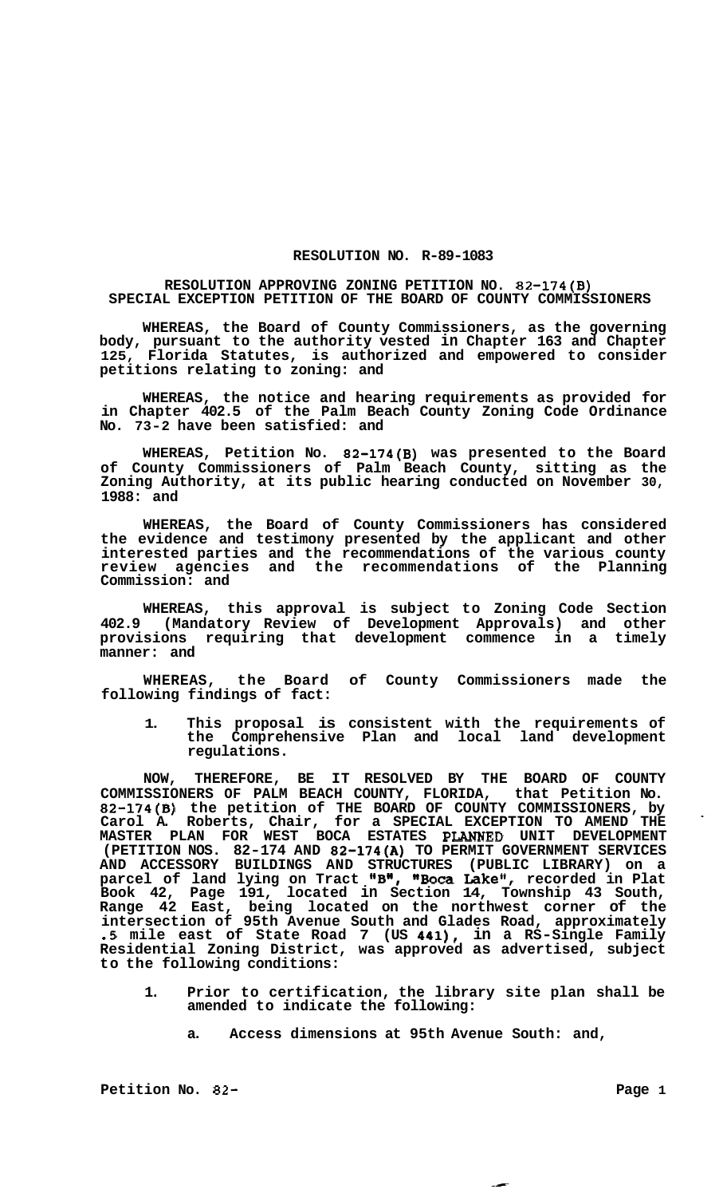**RESOLUTION NO. R-89-1083**

**RESOLUTION APPROVING ZONING PETITION NO. 82-174(B) SPECIAL EXCEPTION PETITION OF THE BOARD OF COUNTY COMMISSIONERS**

**WHEREAS, the Board of County Commissioners, as the governing body, pursuant to the authority vested in Chapter 163 and Chapter 125, Florida Statutes, is authorized and empowered to consider petitions relating to zoning: and**

**WHEREAS, the notice and hearing requirements as provided for in Chapter 402.5 of the Palm Beach County Zoning Code Ordinance No. 73-2 have been satisfied: and**

**WHEREAS, Petition No. 82-174(B) was presented to the Board of County Commissioners of Palm Beach County, sitting as the Zoning Authority, at its public hearing conducted on November 30, 1988: and**

**WHEREAS, the Board of County Commissioners has considered the evidence and testimony presented by the applicant and other interested parties and the recommendations of the various county review agencies and the recommendations of the Planning Commission: and**

**WHEREAS, this approval is subject to Zoning Code Section 402.9 (Mandatory Review of Development Approvals) and other provisions requiring that development commence in a timely manner: and**

**WHEREAS, the Board of County Commissioners made the following findings of fact:**

1. **This proposal is consistent with the requirements of the Comprehensive Plan and local land development regulations.**

**NOW, THEREFORE, BE IT RESOLVED BY THE BOARD OF COUNTY COMMISSIONERS OF PALM BEACH COUNTY, FLORIDA, that Petition No. 82-174(B) the petition of THE BOARD OF COUNTY COMMISSIONERS, by Carol A. Roberts, Chair, for a SPECIAL EXCEPTION TO AMEND THE MASTER PLAN FOR WEST BOCA ESTATES PLANNED UNIT DEVELOPMENT (PETITION NOS. 82-174 AND 82-174(A) TO PERMIT GOVERNMENT SERVICES AND ACCESSORY BUILDINGS AND STRUCTURES (PUBLIC LIBRARY) on a parcel of land lying on Tract "B", "Boca Lake", recorded in Plat Book 42, Page 191, located in Section 14, Township 43 South, Range 42 East, being located on the northwest corner of the intersection of 95th Avenue South and Glades Road, approximately .5 mile east of State Road 7 (US 441), in a RS-Single Family Residential Zoning District, was approved as advertised, subject to the following conditions:**

1. **Prior to certification, the library site plan shall be amended to indicate the following:**

   a. **Access dimensions at 95th Avenue South: and,**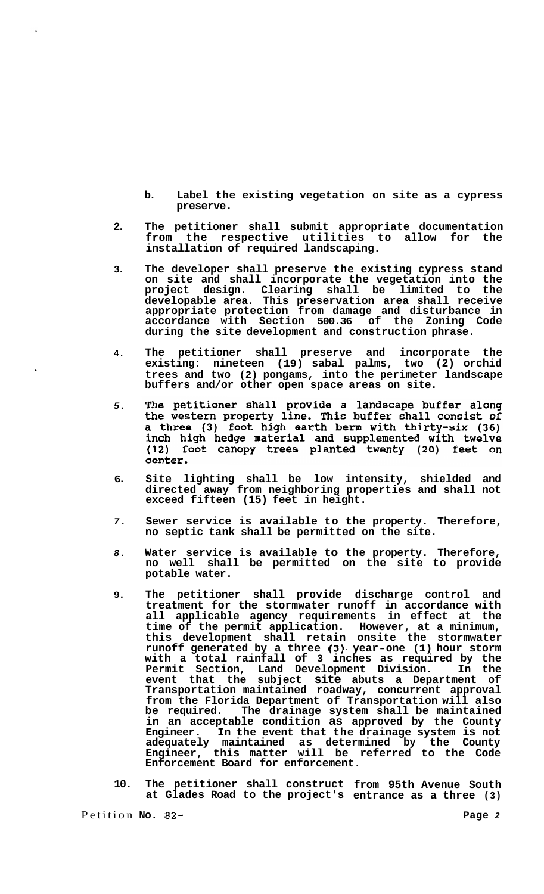b. Label the existing vegetation on site as a cypress preserve.

2. The petitioner shall submit appropriate documentation from the respective utilities to allow for the installation of required landscaping.

3. The developer shall preserve the existing cypress stand on site and shall incorporate the vegetation into the project design. Clearing shall be limited to the developable area. This preservation area shall receive appropriate protection from damage and disturbance in accordance with Section 500.36 of the Zoning Code during the site development and construction phrase.

4. The petitioner shall preserve and incorporate the existing: nineteen (19) sabal palms, two (2) orchid trees and two (2) pongams, into the perimeter landscape buffers and/or other open space areas on site.

5. The petitioner shall provide a landscape buffer along the western property line. This buffer shall consist of a three (3) foot high earth berm with thirty-six (36) inch high hedge material and supplemented with twelve (12) foot canopy trees planted twenty (20) feet on center.

6. Site lighting shall be low intensity, shielded and directed away from neighboring properties and shall not exceed fifteen (15) feet in height.

7. Sewer service is available to the property. Therefore, no septic tank shall be permitted on the site.

8. Water service is available to the property. Therefore, no well shall be permitted on the site to provide potable water.

9. The petitioner shall provide discharge control and treatment for the stormwater runoff in accordance with all applicable agency requirements in effect at the time of the permit application. However, at a minimum, this development shall retain onsite the stormwater runoff generated by a three (3) year-one (1) hour storm with a total rainfall of 3 inches as required by the Permit Section, Land Development Division. In the event that the subject site abuts a Department of Transportation maintained roadway, concurrent approval from the Florida Department of Transportation will also be required. The drainage system shall be maintained in an acceptable condition as approved by the County Engineer. In the event that the drainage system is not adequately maintained as determined by the County Engineer, this matter will be referred to the Code Enforcement Board for enforcement.

10. The petitioner shall construct from 95th Avenue South at Glades Road to the project's entrance as a three (3)

Petition No. 82-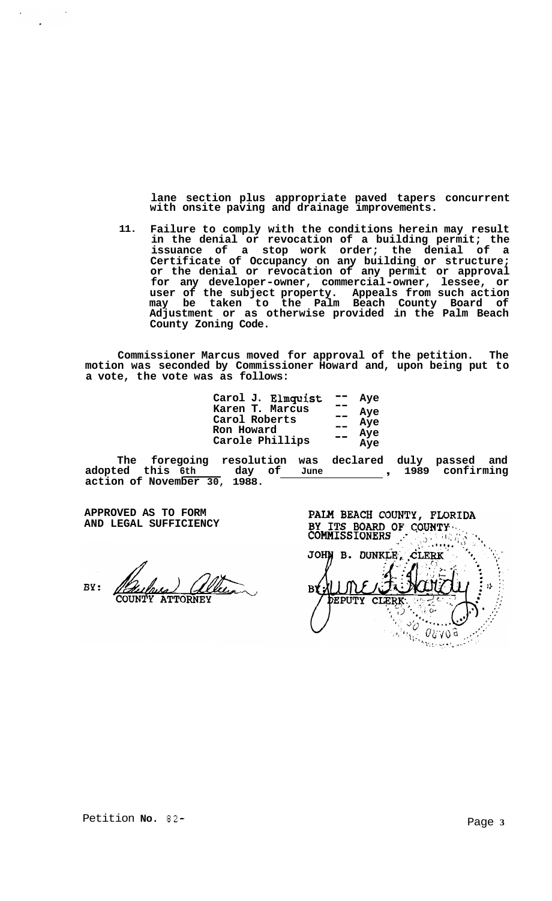lane section plus appropriate paved tapers concurrent with onsite paving and drainage improvements.

11. Failure to comply with the conditions herein may result in the denial or revocation of a building permit; the issuance of a stop work order; the denial of a Certificate of Occupancy on any building or structure; or the denial or revocation of any permit or approval for any developer-owner, commercial-owner, lessee, or user of the subject property. Appeals from such action may be taken to the Palm Beach County Board of Adjustment or as otherwise provided in the Palm Beach County Zoning Code.

Commissioner Marcus moved for approval of the petition. The motion was seconded by Commissioner Howard and, upon being put to a vote, the vote was as follows:

| | | |
|---|---|---|
| Carol J. Elmquist | -- | Aye |
| Karen T. Marcus | -- | Aye |
| Carol Roberts | -- | Aye |
| Ron Howard | -- | Aye |
| Carole Phillips | -- | Aye |

The foregoing resolution was declared duly passed and adopted this 6th day of June, 1989 confirming action of November 30, 1988.

APPROVED AS TO FORM AND LEGAL SUFFICIENCY

BY: COUNTY ATTORNEY

PALM BEACH COUNTY, FLORIDA BY ITS BOARD OF COUNTY COMMISSIONERS

JOHN B. DUNKLE, CLERK

BY: DEPUTY CLERK

Petition No. 82-